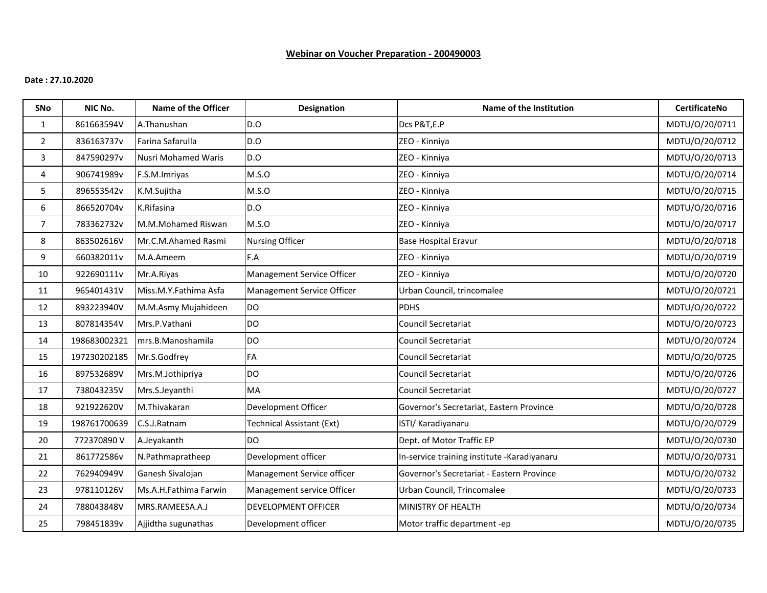**Webinar on Voucher Preparation - 200490003**

**Date : 27.10.2020**

| SNo | NIC No. | Name of the Officer | Designation | Name of the Institution | CertificateNo |
|---|---|---|---|---|---|
| 1 | 861663594V | A.Thanushan | D.O | Dcs P&T,E.P | MDTU/O/20/0711 |
| 2 | 836163737v | Farina Safarulla | D.O | ZEO - Kinniya | MDTU/O/20/0712 |
| 3 | 847590297v | Nusri Mohamed Waris | D.O | ZEO - Kinniya | MDTU/O/20/0713 |
| 4 | 906741989v | F.S.M.Imriyas | M.S.O | ZEO - Kinniya | MDTU/O/20/0714 |
| 5 | 896553542v | K.M.Sujitha | M.S.O | ZEO - Kinniya | MDTU/O/20/0715 |
| 6 | 866520704v | K.Rifasina | D.O | ZEO - Kinniya | MDTU/O/20/0716 |
| 7 | 783362732v | M.M.Mohamed Riswan | M.S.O | ZEO - Kinniya | MDTU/O/20/0717 |
| 8 | 863502616V | Mr.C.M.Ahamed Rasmi | Nursing Officer | Base Hospital Eravur | MDTU/O/20/0718 |
| 9 | 660382011v | M.A.Ameem | F.A | ZEO - Kinniya | MDTU/O/20/0719 |
| 10 | 922690111v | Mr.A.Riyas | Management Service Officer | ZEO - Kinniya | MDTU/O/20/0720 |
| 11 | 965401431V | Miss.M.Y.Fathima Asfa | Management Service Officer | Urban Council, trincomalee | MDTU/O/20/0721 |
| 12 | 893223940V | M.M.Asmy Mujahideen | DO | PDHS | MDTU/O/20/0722 |
| 13 | 807814354V | Mrs.P.Vathani | DO | Council Secretariat | MDTU/O/20/0723 |
| 14 | 198683002321 | mrs.B.Manoshamila | DO | Council Secretariat | MDTU/O/20/0724 |
| 15 | 197230202185 | Mr.S.Godfrey | FA | Council Secretariat | MDTU/O/20/0725 |
| 16 | 897532689V | Mrs.M.Jothipriya | DO | Council Secretariat | MDTU/O/20/0726 |
| 17 | 738043235V | Mrs.S.Jeyanthi | MA | Council Secretariat | MDTU/O/20/0727 |
| 18 | 921922620V | M.Thivakaran | Development Officer | Governor's Secretariat, Eastern Province | MDTU/O/20/0728 |
| 19 | 198761700639 | C.S.J.Ratnam | Technical Assistant (Ext) | ISTI/ Karadiyanaru | MDTU/O/20/0729 |
| 20 | 772370890 V | A.Jeyakanth | DO | Dept. of Motor Traffic EP | MDTU/O/20/0730 |
| 21 | 861772586v | N.Pathmapratheep | Development officer | In-service training institute -Karadiyanaru | MDTU/O/20/0731 |
| 22 | 762940949V | Ganesh Sivalojan | Management Service officer | Governor's Secretariat - Eastern Province | MDTU/O/20/0732 |
| 23 | 978110126V | Ms.A.H.Fathima Farwin | Management service Officer | Urban Council, Trincomalee | MDTU/O/20/0733 |
| 24 | 788043848V | MRS.RAMEESA.A.J | DEVELOPMENT OFFICER | MINISTRY OF HEALTH | MDTU/O/20/0734 |
| 25 | 798451839v | Ajjidtha sugunathas | Development officer | Motor traffic department -ep | MDTU/O/20/0735 |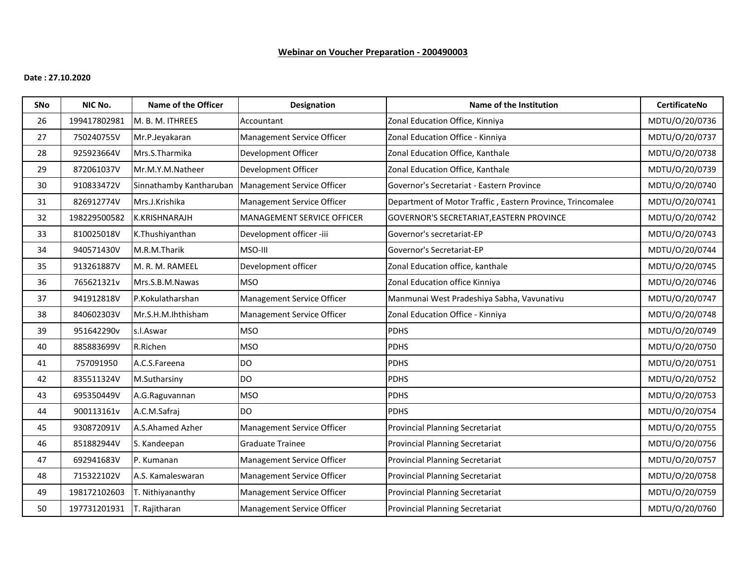**Webinar on Voucher Preparation - 200490003**

**Date : 27.10.2020**

| SNo | NIC No. | Name of the Officer | Designation | Name of the Institution | CertificateNo |
|---|---|---|---|---|---|
| 26 | 199417802981 | M. B. M. ITHREES | Accountant | Zonal Education Office, Kinniya | MDTU/O/20/0736 |
| 27 | 750240755V | Mr.P.Jeyakaran | Management Service Officer | Zonal Education Office - Kinniya | MDTU/O/20/0737 |
| 28 | 925923664V | Mrs.S.Tharmika | Development Officer | Zonal Education Office, Kanthale | MDTU/O/20/0738 |
| 29 | 872061037V | Mr.M.Y.M.Natheer | Development Officer | Zonal Education Office, Kanthale | MDTU/O/20/0739 |
| 30 | 910833472V | Sinnathamby Kantharuban | Management Service Officer | Governor's Secretariat - Eastern Province | MDTU/O/20/0740 |
| 31 | 826912774V | Mrs.J.Krishika | Management Service Officer | Department of Motor Traffic , Eastern Province, Trincomalee | MDTU/O/20/0741 |
| 32 | 198229500582 | K.KRISHNARAJH | MANAGEMENT SERVICE OFFICER | GOVERNOR'S SECRETARIAT,EASTERN PROVINCE | MDTU/O/20/0742 |
| 33 | 810025018V | K.Thushiyanthan | Development officer -iii | Governor's secretariat-EP | MDTU/O/20/0743 |
| 34 | 940571430V | M.R.M.Tharik | MSO-III | Governor's Secretariat-EP | MDTU/O/20/0744 |
| 35 | 913261887V | M. R. M. RAMEEL | Development officer | Zonal Education office, kanthale | MDTU/O/20/0745 |
| 36 | 765621321v | Mrs.S.B.M.Nawas | MSO | Zonal Education office Kinniya | MDTU/O/20/0746 |
| 37 | 941912818V | P.Kokulatharshan | Management Service Officer | Manmunai West Pradeshiya Sabha, Vavunativu | MDTU/O/20/0747 |
| 38 | 840602303V | Mr.S.H.M.Ihthisham | Management Service Officer | Zonal Education Office - Kinniya | MDTU/O/20/0748 |
| 39 | 951642290v | s.l.Aswar | MSO | PDHS | MDTU/O/20/0749 |
| 40 | 885883699V | R.Richen | MSO | PDHS | MDTU/O/20/0750 |
| 41 | 757091950 | A.C.S.Fareena | DO | PDHS | MDTU/O/20/0751 |
| 42 | 835511324V | M.Sutharsiny | DO | PDHS | MDTU/O/20/0752 |
| 43 | 695350449V | A.G.Raguvannan | MSO | PDHS | MDTU/O/20/0753 |
| 44 | 900113161v | A.C.M.Safraj | DO | PDHS | MDTU/O/20/0754 |
| 45 | 930872091V | A.S.Ahamed Azher | Management Service Officer | Provincial Planning Secretariat | MDTU/O/20/0755 |
| 46 | 851882944V | S. Kandeepan | Graduate Trainee | Provincial Planning Secretariat | MDTU/O/20/0756 |
| 47 | 692941683V | P. Kumanan | Management Service Officer | Provincial Planning Secretariat | MDTU/O/20/0757 |
| 48 | 715322102V | A.S. Kamaleswaran | Management Service Officer | Provincial Planning Secretariat | MDTU/O/20/0758 |
| 49 | 198172102603 | T. Nithiyananthy | Management Service Officer | Provincial Planning Secretariat | MDTU/O/20/0759 |
| 50 | 197731201931 | T. Rajitharan | Management Service Officer | Provincial Planning Secretariat | MDTU/O/20/0760 |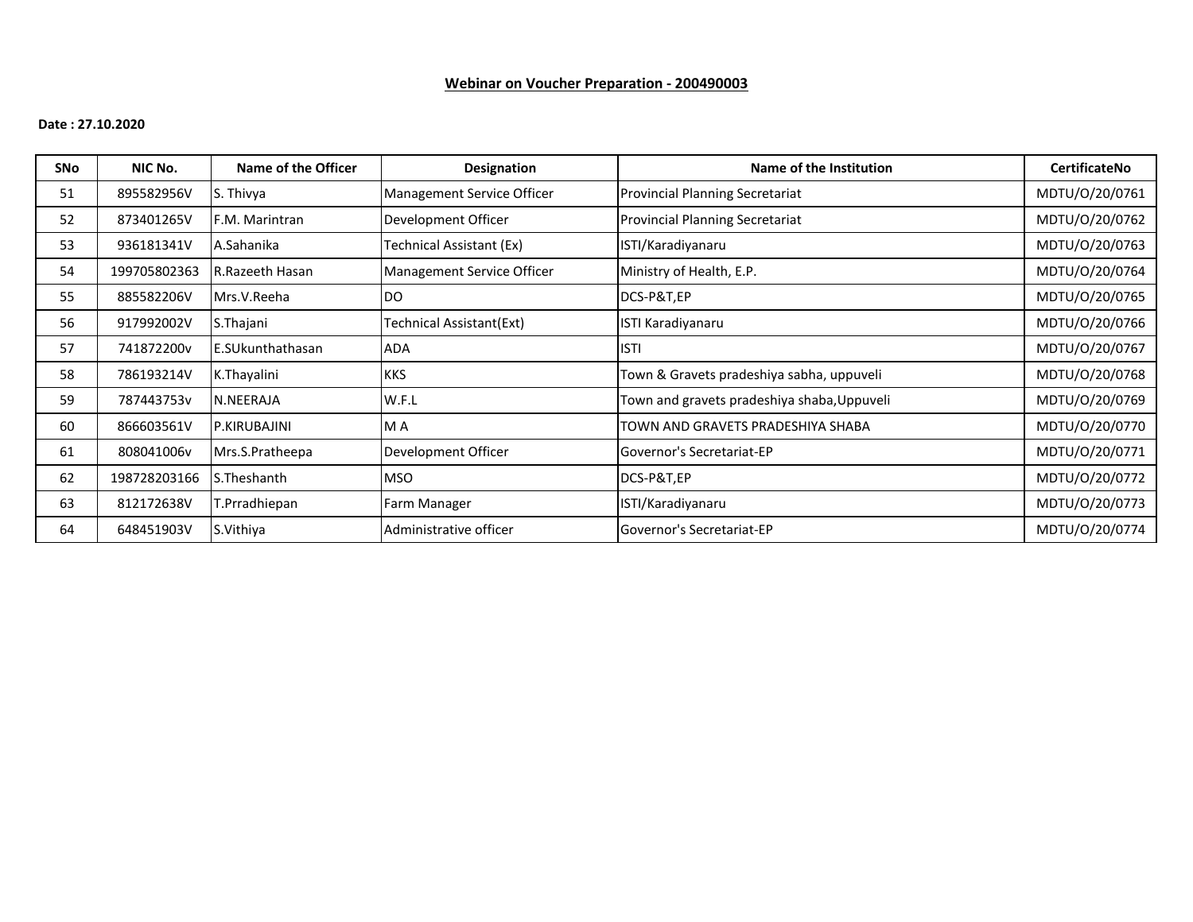## Webinar on Voucher Preparation - 200490003

**Date : 27.10.2020**

| SNo | NIC No. | Name of the Officer | Designation | Name of the Institution | CertificateNo |
|---|---|---|---|---|---|
| 51 | 895582956V | S. Thivya | Management Service Officer | Provincial Planning Secretariat | MDTU/O/20/0761 |
| 52 | 873401265V | F.M. Marintran | Development Officer | Provincial Planning Secretariat | MDTU/O/20/0762 |
| 53 | 936181341V | A.Sahanika | Technical Assistant (Ex) | ISTI/Karadiyanaru | MDTU/O/20/0763 |
| 54 | 199705802363 | R.Razeeth Hasan | Management Service Officer | Ministry of Health, E.P. | MDTU/O/20/0764 |
| 55 | 885582206V | Mrs.V.Reeha | DO | DCS-P&T,EP | MDTU/O/20/0765 |
| 56 | 917992002V | S.Thajani | Technical Assistant(Ext) | ISTI Karadiyanaru | MDTU/O/20/0766 |
| 57 | 741872200v | E.SUkunthathasan | ADA | ISTI | MDTU/O/20/0767 |
| 58 | 786193214V | K.Thayalini | KKS | Town & Gravets pradeshiya sabha, uppuveli | MDTU/O/20/0768 |
| 59 | 787443753v | N.NEERAJA | W.F.L | Town and gravets pradeshiya shaba,Uppuveli | MDTU/O/20/0769 |
| 60 | 866603561V | P.KIRUBAJINI | M A | TOWN AND GRAVETS PRADESHIYA SHABA | MDTU/O/20/0770 |
| 61 | 808041006v | Mrs.S.Pratheepa | Development Officer | Governor's Secretariat-EP | MDTU/O/20/0771 |
| 62 | 198728203166 | S.Theshanth | MSO | DCS-P&T,EP | MDTU/O/20/0772 |
| 63 | 812172638V | T.Prradhiepan | Farm Manager | ISTI/Karadiyanaru | MDTU/O/20/0773 |
| 64 | 648451903V | S.Vithiya | Administrative officer | Governor's Secretariat-EP | MDTU/O/20/0774 |